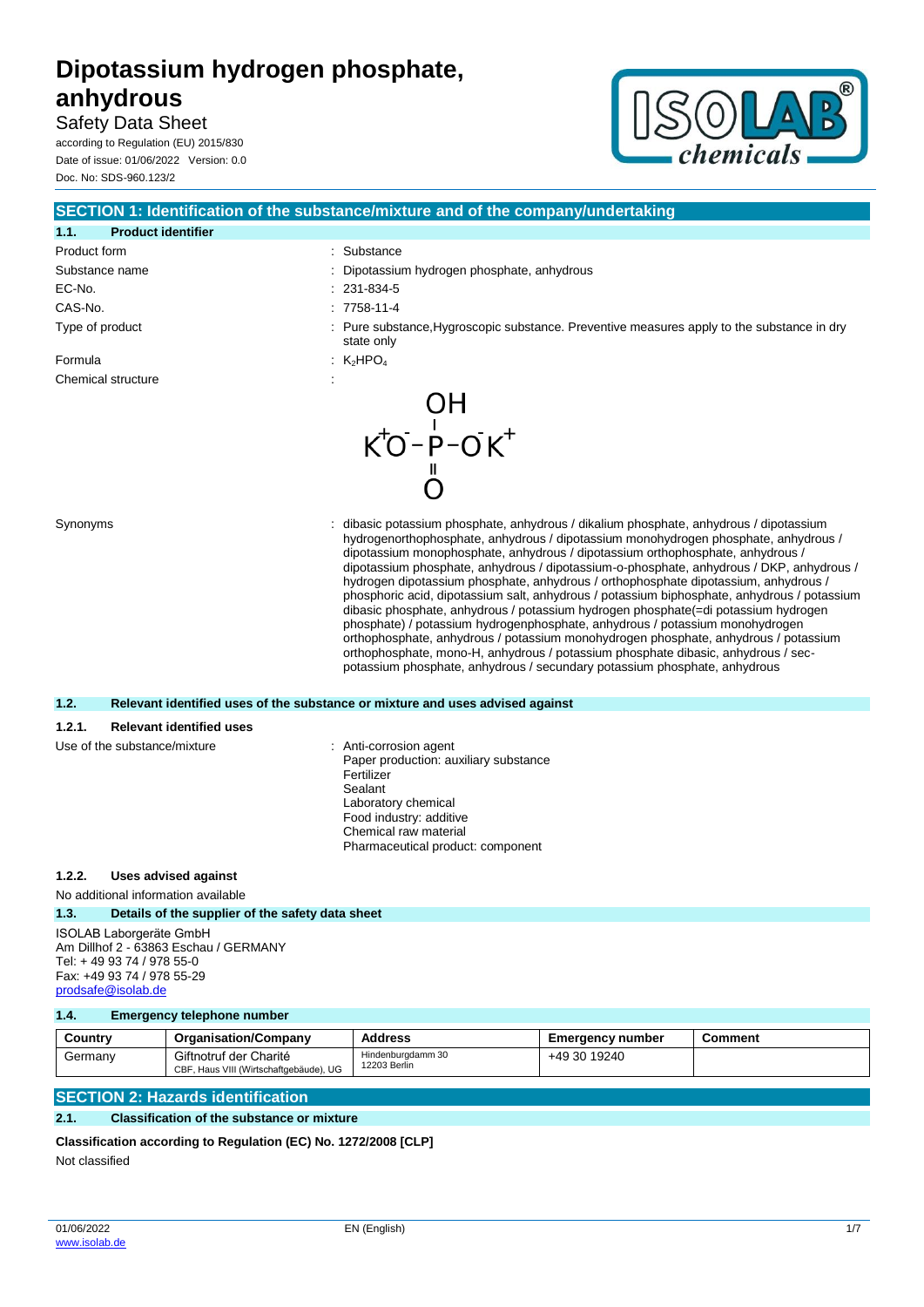# Dipotassium hydrogen phosphate, anhydrous

Safety Data Sheet

according to Regulation (EU) 2015/830

Date of issue: 01/06/2022 Version: 0.0

Doc. No: SDS-960.123/2

## SECTION 1: Identification of the substance/mixture and of the company/undertaking

### 1.1. Product identifier

| | |
|---|---|
| Product form | : Substance |
| Substance name | : Dipotassium hydrogen phosphate, anhydrous |
| EC-No. | : 231-834-5 |
| CAS-No. | : 7758-11-4 |
| Type of product | : Pure substance,Hygroscopic substance. Preventive measures apply to the substance in dry state only |
| Formula | : $K_2HPO_4$ |
| Chemical structure | : |

$$K^+\,{}^-O-\underset{\substack{\|\\O}}{\overset{\substack{OH\\|}}{P}}-O^-\,K^+$$

Synonyms : dibasic potassium phosphate, anhydrous / dikalium phosphate, anhydrous / dipotassium hydrogenorthophosphate, anhydrous / dipotassium monohydrogen phosphate, anhydrous / dipotassium monophosphate, anhydrous / dipotassium orthophosphate, anhydrous / dipotassium phosphate, anhydrous / dipotassium-o-phosphate, anhydrous / DKP, anhydrous / hydrogen dipotassium phosphate, anhydrous / orthophosphate dipotassium, anhydrous / phosphoric acid, dipotassium salt, anhydrous / potassium biphosphate, anhydrous / potassium dibasic phosphate, anhydrous / potassium hydrogen phosphate(=di potassium hydrogen phosphate) / potassium hydrogenphosphate, anhydrous / potassium monohydrogen orthophosphate, anhydrous / potassium monohydrogen phosphate, anhydrous / potassium orthophosphate, mono-H, anhydrous / potassium phosphate dibasic, anhydrous / sec-potassium phosphate, anhydrous / secundary potassium phosphate, anhydrous

### 1.2. Relevant identified uses of the substance or mixture and uses advised against

#### 1.2.1. Relevant identified uses

Use of the substance/mixture : Anti-corrosion agent
Paper production: auxiliary substance
Fertilizer
Sealant
Laboratory chemical
Food industry: additive
Chemical raw material
Pharmaceutical product: component

#### 1.2.2. Uses advised against

No additional information available

### 1.3. Details of the supplier of the safety data sheet

ISOLAB Laborgeräte GmbH
Am Dillhof 2 - 63863 Eschau / GERMANY
Tel: + 49 93 74 / 978 55-0
Fax: +49 93 74 / 978 55-29
prodsafe@isolab.de

### 1.4. Emergency telephone number

| Country | Organisation/Company | Address | Emergency number | Comment |
|---|---|---|---|---|
| Germany | Giftnotruf der Charité<br>CBF, Haus VIII (Wirtschaftgebäude), UG | Hindenburgdamm 30<br>12203 Berlin | +49 30 19240 | |

## SECTION 2: Hazards identification

### 2.1. Classification of the substance or mixture

**Classification according to Regulation (EC) No. 1272/2008 [CLP]**

Not classified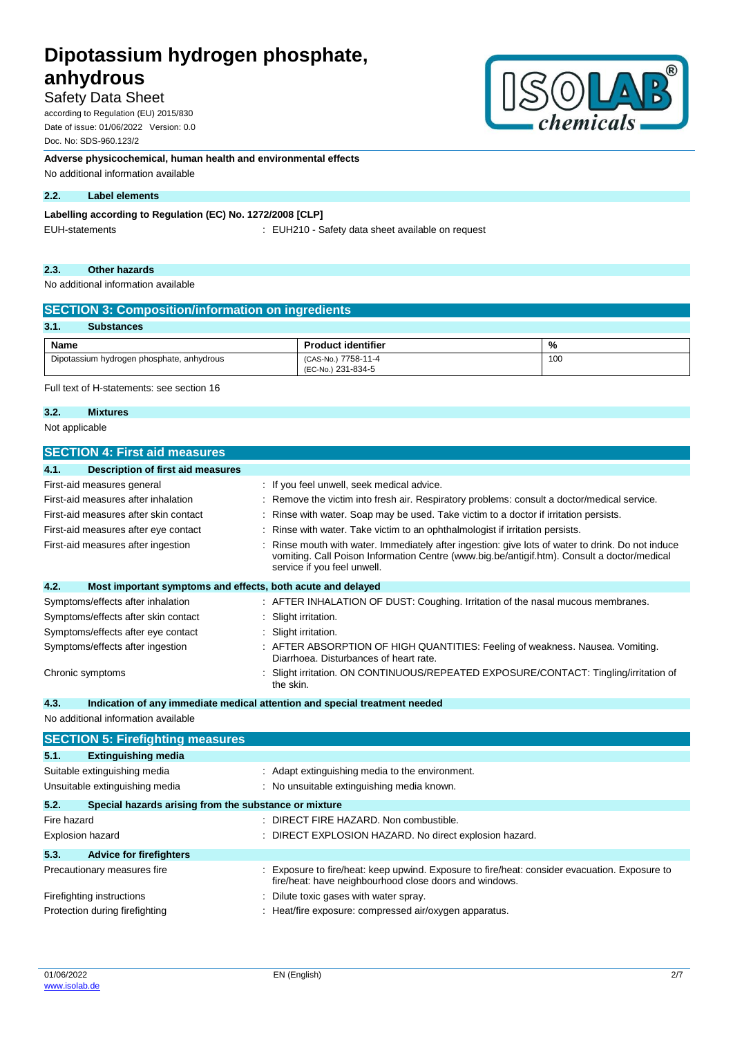**Adverse physicochemical, human health and environmental effects**

No additional information available

### 2.2. Label elements

**Labelling according to Regulation (EC) No. 1272/2008 [CLP]**

| | |
|---|---|
| EUH-statements | : EUH210 - Safety data sheet available on request |

### 2.3. Other hazards

No additional information available

## SECTION 3: Composition/information on ingredients

### 3.1. Substances

| Name | Product identifier | % |
|---|---|---|
| Dipotassium hydrogen phosphate, anhydrous | (CAS-No.) 7758-11-4<br>(EC-No.) 231-834-5 | 100 |

Full text of H-statements: see section 16

### 3.2. Mixtures

Not applicable

## SECTION 4: First aid measures

### 4.1. Description of first aid measures

| | |
|---|---|
| First-aid measures general | : If you feel unwell, seek medical advice. |
| First-aid measures after inhalation | : Remove the victim into fresh air. Respiratory problems: consult a doctor/medical service. |
| First-aid measures after skin contact | : Rinse with water. Soap may be used. Take victim to a doctor if irritation persists. |
| First-aid measures after eye contact | : Rinse with water. Take victim to an ophthalmologist if irritation persists. |
| First-aid measures after ingestion | : Rinse mouth with water. Immediately after ingestion: give lots of water to drink. Do not induce vomiting. Call Poison Information Centre (www.big.be/antigif.htm). Consult a doctor/medical service if you feel unwell. |

### 4.2. Most important symptoms and effects, both acute and delayed

| | |
|---|---|
| Symptoms/effects after inhalation | : AFTER INHALATION OF DUST: Coughing. Irritation of the nasal mucous membranes. |
| Symptoms/effects after skin contact | : Slight irritation. |
| Symptoms/effects after eye contact | : Slight irritation. |
| Symptoms/effects after ingestion | : AFTER ABSORPTION OF HIGH QUANTITIES: Feeling of weakness. Nausea. Vomiting. Diarrhoea. Disturbances of heart rate. |
| Chronic symptoms | : Slight irritation. ON CONTINUOUS/REPEATED EXPOSURE/CONTACT: Tingling/irritation of the skin. |

### 4.3. Indication of any immediate medical attention and special treatment needed

No additional information available

## SECTION 5: Firefighting measures

### 5.1. Extinguishing media

| | |
|---|---|
| Suitable extinguishing media | : Adapt extinguishing media to the environment. |
| Unsuitable extinguishing media | : No unsuitable extinguishing media known. |

### 5.2. Special hazards arising from the substance or mixture

| | |
|---|---|
| Fire hazard | : DIRECT FIRE HAZARD. Non combustible. |
| Explosion hazard | : DIRECT EXPLOSION HAZARD. No direct explosion hazard. |

### 5.3. Advice for firefighters

| | |
|---|---|
| Precautionary measures fire | : Exposure to fire/heat: keep upwind. Exposure to fire/heat: consider evacuation. Exposure to fire/heat: have neighbourhood close doors and windows. |
| Firefighting instructions | : Dilute toxic gases with water spray. |
| Protection during firefighting | : Heat/fire exposure: compressed air/oxygen apparatus. |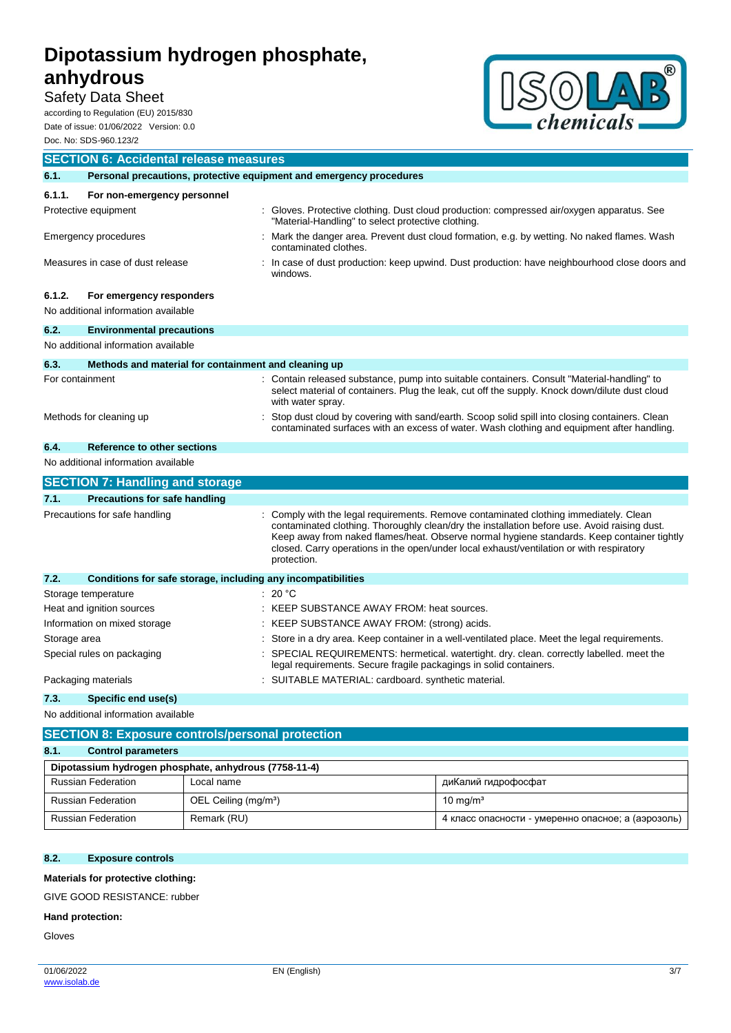## SECTION 6: Accidental release measures

### 6.1. Personal precautions, protective equipment and emergency procedures

#### 6.1.1. For non-emergency personnel

| | |
|---|---|
| Protective equipment | : Gloves. Protective clothing. Dust cloud production: compressed air/oxygen apparatus. See "Material-Handling" to select protective clothing. |
| Emergency procedures | : Mark the danger area. Prevent dust cloud formation, e.g. by wetting. No naked flames. Wash contaminated clothes. |
| Measures in case of dust release | : In case of dust production: keep upwind. Dust production: have neighbourhood close doors and windows. |

#### 6.1.2. For emergency responders

No additional information available

### 6.2. Environmental precautions

No additional information available

### 6.3. Methods and material for containment and cleaning up

| | |
|---|---|
| For containment | : Contain released substance, pump into suitable containers. Consult "Material-handling" to select material of containers. Plug the leak, cut off the supply. Knock down/dilute dust cloud with water spray. |
| Methods for cleaning up | : Stop dust cloud by covering with sand/earth. Scoop solid spill into closing containers. Clean contaminated surfaces with an excess of water. Wash clothing and equipment after handling. |

### 6.4. Reference to other sections

No additional information available

## SECTION 7: Handling and storage

### 7.1. Precautions for safe handling

| | |
|---|---|
| Precautions for safe handling | : Comply with the legal requirements. Remove contaminated clothing immediately. Clean contaminated clothing. Thoroughly clean/dry the installation before use. Avoid raising dust. Keep away from naked flames/heat. Observe normal hygiene standards. Keep container tightly closed. Carry operations in the open/under local exhaust/ventilation or with respiratory protection. |

### 7.2. Conditions for safe storage, including any incompatibilities

| | |
|---|---|
| Storage temperature | : 20 °C |
| Heat and ignition sources | : KEEP SUBSTANCE AWAY FROM: heat sources. |
| Information on mixed storage | : KEEP SUBSTANCE AWAY FROM: (strong) acids. |
| Storage area | : Store in a dry area. Keep container in a well-ventilated place. Meet the legal requirements. |
| Special rules on packaging | : SPECIAL REQUIREMENTS: hermetical. watertight. dry. clean. correctly labelled. meet the legal requirements. Secure fragile packagings in solid containers. |
| Packaging materials | : SUITABLE MATERIAL: cardboard. synthetic material. |

### 7.3. Specific end use(s)

No additional information available

## SECTION 8: Exposure controls/personal protection

### 8.1. Control parameters

| Dipotassium hydrogen phosphate, anhydrous (7758-11-4) | | |
|---|---|---|
| Russian Federation | Local name | диКалий гидрофосфат |
| Russian Federation | OEL Ceiling (mg/m³) | 10 mg/m³ |
| Russian Federation | Remark (RU) | 4 класс опасности - умеренно опасное; а (аэрозоль) |

### 8.2. Exposure controls

**Materials for protective clothing:**

GIVE GOOD RESISTANCE: rubber

**Hand protection:**

Gloves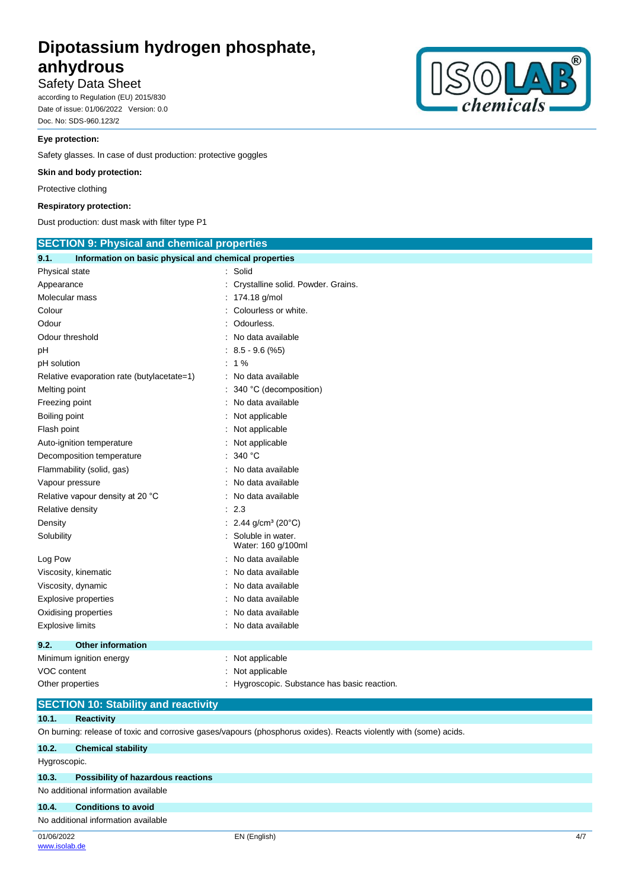**Eye protection:**

Safety glasses. In case of dust production: protective goggles

**Skin and body protection:**

Protective clothing

**Respiratory protection:**

Dust production: dust mask with filter type P1

## SECTION 9: Physical and chemical properties

### 9.1. Information on basic physical and chemical properties

| | |
|---|---|
| Physical state | : Solid |
| Appearance | : Crystalline solid. Powder. Grains. |
| Molecular mass | : 174.18 g/mol |
| Colour | : Colourless or white. |
| Odour | : Odourless. |
| Odour threshold | : No data available |
| pH | : 8.5 - 9.6 (%5) |
| pH solution | : 1 % |
| Relative evaporation rate (butylacetate=1) | : No data available |
| Melting point | : 340 °C (decomposition) |
| Freezing point | : No data available |
| Boiling point | : Not applicable |
| Flash point | : Not applicable |
| Auto-ignition temperature | : Not applicable |
| Decomposition temperature | : 340 °C |
| Flammability (solid, gas) | : No data available |
| Vapour pressure | : No data available |
| Relative vapour density at 20 °C | : No data available |
| Relative density | : 2.3 |
| Density | : 2.44 g/cm³ (20°C) |
| Solubility | : Soluble in water. Water: 160 g/100ml |
| Log Pow | : No data available |
| Viscosity, kinematic | : No data available |
| Viscosity, dynamic | : No data available |
| Explosive properties | : No data available |
| Oxidising properties | : No data available |
| Explosive limits | : No data available |

### 9.2. Other information

| | |
|---|---|
| Minimum ignition energy | : Not applicable |
| VOC content | : Not applicable |
| Other properties | : Hygroscopic. Substance has basic reaction. |

## SECTION 10: Stability and reactivity

### 10.1. Reactivity

On burning: release of toxic and corrosive gases/vapours (phosphorus oxides). Reacts violently with (some) acids.

### 10.2. Chemical stability

Hygroscopic.

### 10.3. Possibility of hazardous reactions

No additional information available

### 10.4. Conditions to avoid

No additional information available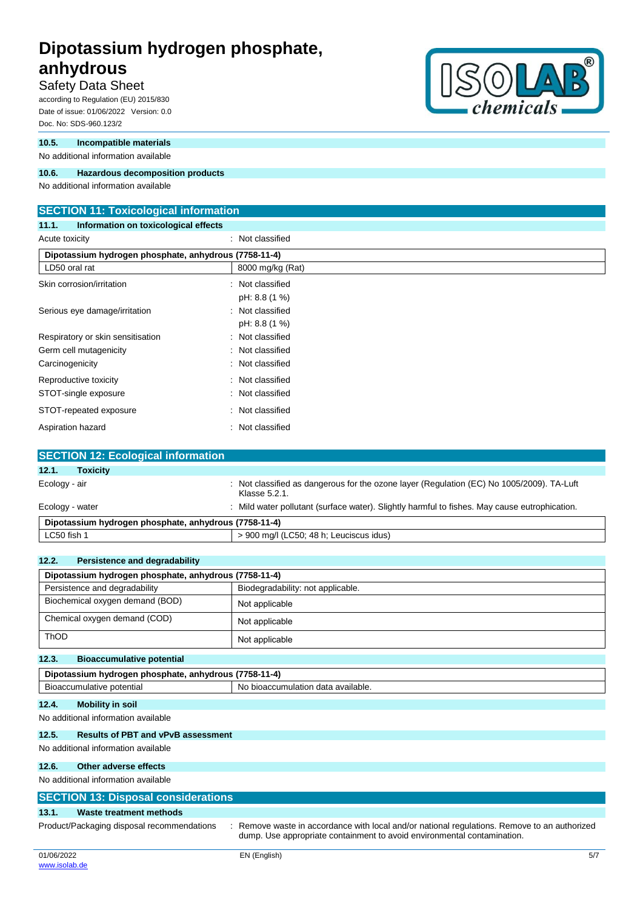### 10.5. Incompatible materials

No additional information available

### 10.6. Hazardous decomposition products

No additional information available

## SECTION 11: Toxicological information

### 11.1. Information on toxicological effects

Acute toxicity : Not classified

| Dipotassium hydrogen phosphate, anhydrous (7758-11-4) | |
|---|---|
| LD50 oral rat | 8000 mg/kg (Rat) |

Skin corrosion/irritation : Not classified
pH: 8.8 (1 %)

Serious eye damage/irritation : Not classified
pH: 8.8 (1 %)

Respiratory or skin sensitisation : Not classified

Germ cell mutagenicity : Not classified

Carcinogenicity : Not classified

Reproductive toxicity : Not classified

STOT-single exposure : Not classified

STOT-repeated exposure : Not classified

Aspiration hazard : Not classified

## SECTION 12: Ecological information

### 12.1. Toxicity

Ecology - air : Not classified as dangerous for the ozone layer (Regulation (EC) No 1005/2009). TA-Luft Klasse 5.2.1.

Ecology - water : Mild water pollutant (surface water). Slightly harmful to fishes. May cause eutrophication.

| Dipotassium hydrogen phosphate, anhydrous (7758-11-4) | |
|---|---|
| LC50 fish 1 | > 900 mg/l (LC50; 48 h; Leuciscus idus) |

### 12.2. Persistence and degradability

| Dipotassium hydrogen phosphate, anhydrous (7758-11-4) | |
|---|---|
| Persistence and degradability | Biodegradability: not applicable. |
| Biochemical oxygen demand (BOD) | Not applicable |
| Chemical oxygen demand (COD) | Not applicable |
| ThOD | Not applicable |

### 12.3. Bioaccumulative potential

| Dipotassium hydrogen phosphate, anhydrous (7758-11-4) | |
|---|---|
| Bioaccumulative potential | No bioaccumulation data available. |

### 12.4. Mobility in soil

No additional information available

### 12.5. Results of PBT and vPvB assessment

No additional information available

### 12.6. Other adverse effects

No additional information available

## SECTION 13: Disposal considerations

### 13.1. Waste treatment methods

Product/Packaging disposal recommendations : Remove waste in accordance with local and/or national regulations. Remove to an authorized dump. Use appropriate containment to avoid environmental contamination.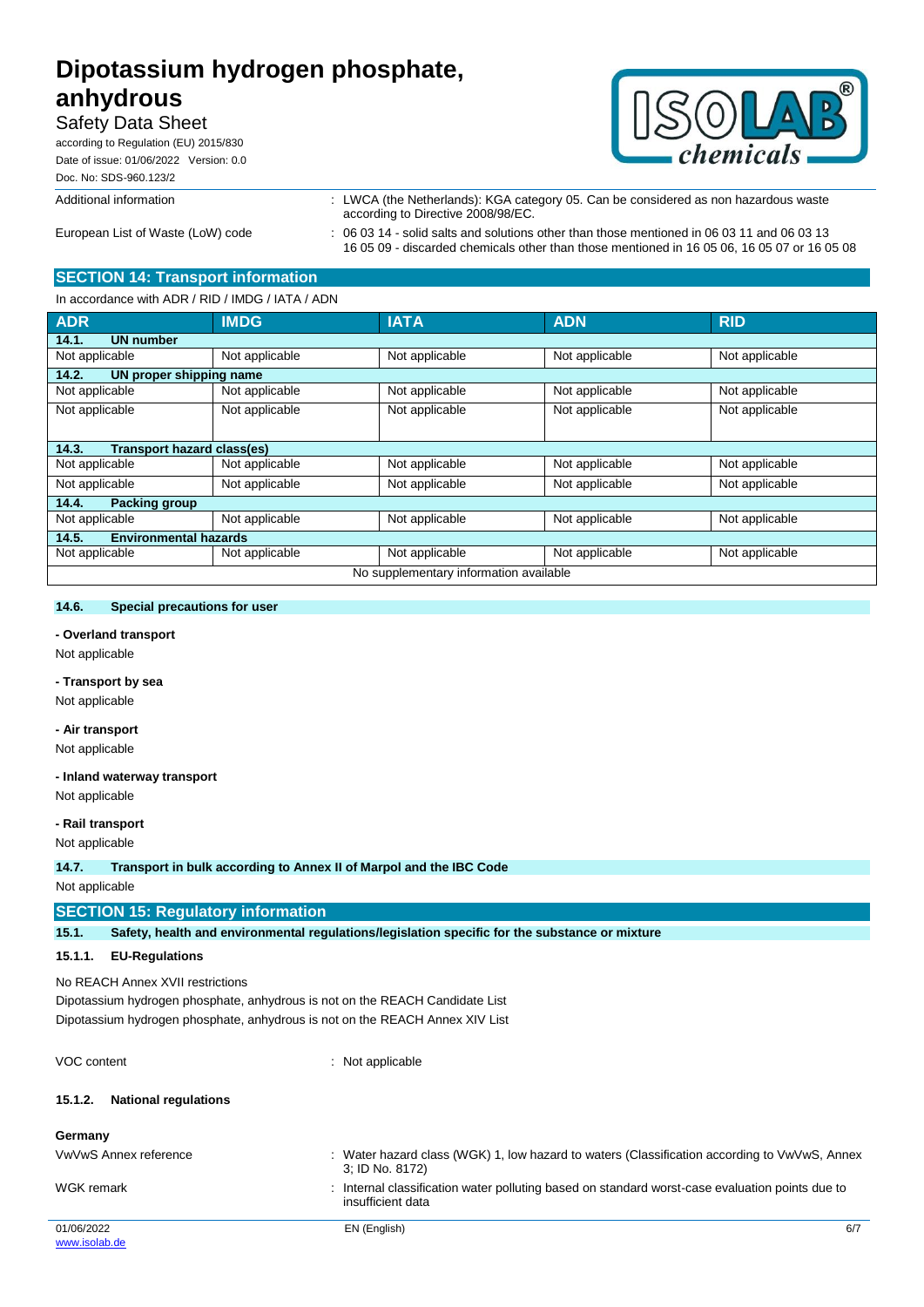Additional information : LWCA (the Netherlands): KGA category 05. Can be considered as non hazardous waste according to Directive 2008/98/EC.

European List of Waste (LoW) code : 06 03 14 - solid salts and solutions other than those mentioned in 06 03 11 and 06 03 13
16 05 09 - discarded chemicals other than those mentioned in 16 05 06, 16 05 07 or 16 05 08

## SECTION 14: Transport information

In accordance with ADR / RID / IMDG / IATA / ADN

| ADR | IMDG | IATA | ADN | RID |
|---|---|---|---|---|
| **14.1. UN number** | | | | |
| Not applicable | Not applicable | Not applicable | Not applicable | Not applicable |
| **14.2. UN proper shipping name** | | | | |
| Not applicable | Not applicable | Not applicable | Not applicable | Not applicable |
| Not applicable | Not applicable | Not applicable | Not applicable | Not applicable |
| **14.3. Transport hazard class(es)** | | | | |
| Not applicable | Not applicable | Not applicable | Not applicable | Not applicable |
| Not applicable | Not applicable | Not applicable | Not applicable | Not applicable |
| **14.4. Packing group** | | | | |
| Not applicable | Not applicable | Not applicable | Not applicable | Not applicable |
| **14.5. Environmental hazards** | | | | |
| Not applicable | Not applicable | Not applicable | Not applicable | Not applicable |
| No supplementary information available | | | | |

### 14.6. Special precautions for user

**- Overland transport**

Not applicable

**- Transport by sea**

Not applicable

**- Air transport**

Not applicable

**- Inland waterway transport**

Not applicable

**- Rail transport**

Not applicable

### 14.7. Transport in bulk according to Annex II of Marpol and the IBC Code

Not applicable

## SECTION 15: Regulatory information

### 15.1. Safety, health and environmental regulations/legislation specific for the substance or mixture

#### 15.1.1. EU-Regulations

No REACH Annex XVII restrictions

Dipotassium hydrogen phosphate, anhydrous is not on the REACH Candidate List

Dipotassium hydrogen phosphate, anhydrous is not on the REACH Annex XIV List

VOC content : Not applicable

#### 15.1.2. National regulations

**Germany**

VwVwS Annex reference : Water hazard class (WGK) 1, low hazard to waters (Classification according to VwVwS, Annex 3; ID No. 8172)

WGK remark : Internal classification water polluting based on standard worst-case evaluation points due to insufficient data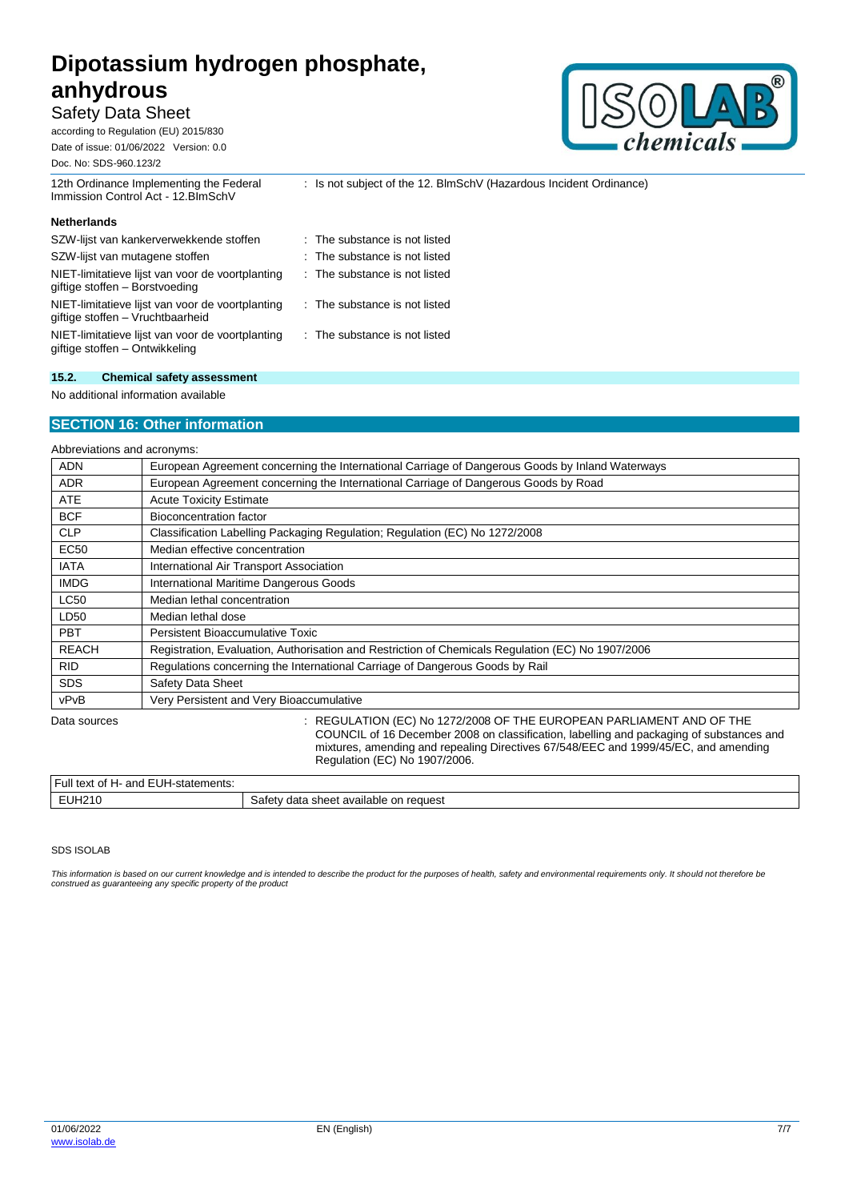| | |
|---|---|
| 12th Ordinance Implementing the Federal Immission Control Act - 12.BImSchV | : Is not subject of the 12. BlmSchV (Hazardous Incident Ordinance) |

**Netherlands**

| | |
|---|---|
| SZW-lijst van kankerverwekkende stoffen | : The substance is not listed |
| SZW-lijst van mutagene stoffen | : The substance is not listed |
| NIET-limitatieve lijst van voor de voortplanting giftige stoffen – Borstvoeding | : The substance is not listed |
| NIET-limitatieve lijst van voor de voortplanting giftige stoffen – Vruchtbaarheid | : The substance is not listed |
| NIET-limitatieve lijst van voor de voortplanting giftige stoffen – Ontwikkeling | : The substance is not listed |

### 15.2. Chemical safety assessment

No additional information available

## SECTION 16: Other information

Abbreviations and acronyms:

| | |
|---|---|
| ADN | European Agreement concerning the International Carriage of Dangerous Goods by Inland Waterways |
| ADR | European Agreement concerning the International Carriage of Dangerous Goods by Road |
| ATE | Acute Toxicity Estimate |
| BCF | Bioconcentration factor |
| CLP | Classification Labelling Packaging Regulation; Regulation (EC) No 1272/2008 |
| EC50 | Median effective concentration |
| IATA | International Air Transport Association |
| IMDG | International Maritime Dangerous Goods |
| LC50 | Median lethal concentration |
| LD50 | Median lethal dose |
| PBT | Persistent Bioaccumulative Toxic |
| REACH | Registration, Evaluation, Authorisation and Restriction of Chemicals Regulation (EC) No 1907/2006 |
| RID | Regulations concerning the International Carriage of Dangerous Goods by Rail |
| SDS | Safety Data Sheet |
| vPvB | Very Persistent and Very Bioaccumulative |

Data sources : REGULATION (EC) No 1272/2008 OF THE EUROPEAN PARLIAMENT AND OF THE COUNCIL of 16 December 2008 on classification, labelling and packaging of substances and mixtures, amending and repealing Directives 67/548/EEC and 1999/45/EC, and amending Regulation (EC) No 1907/2006.

| Full text of H- and EUH-statements: | |
|---|---|
| EUH210 | Safety data sheet available on request |

SDS ISOLAB

*This information is based on our current knowledge and is intended to describe the product for the purposes of health, safety and environmental requirements only. It should not therefore be construed as guaranteeing any specific property of the product*